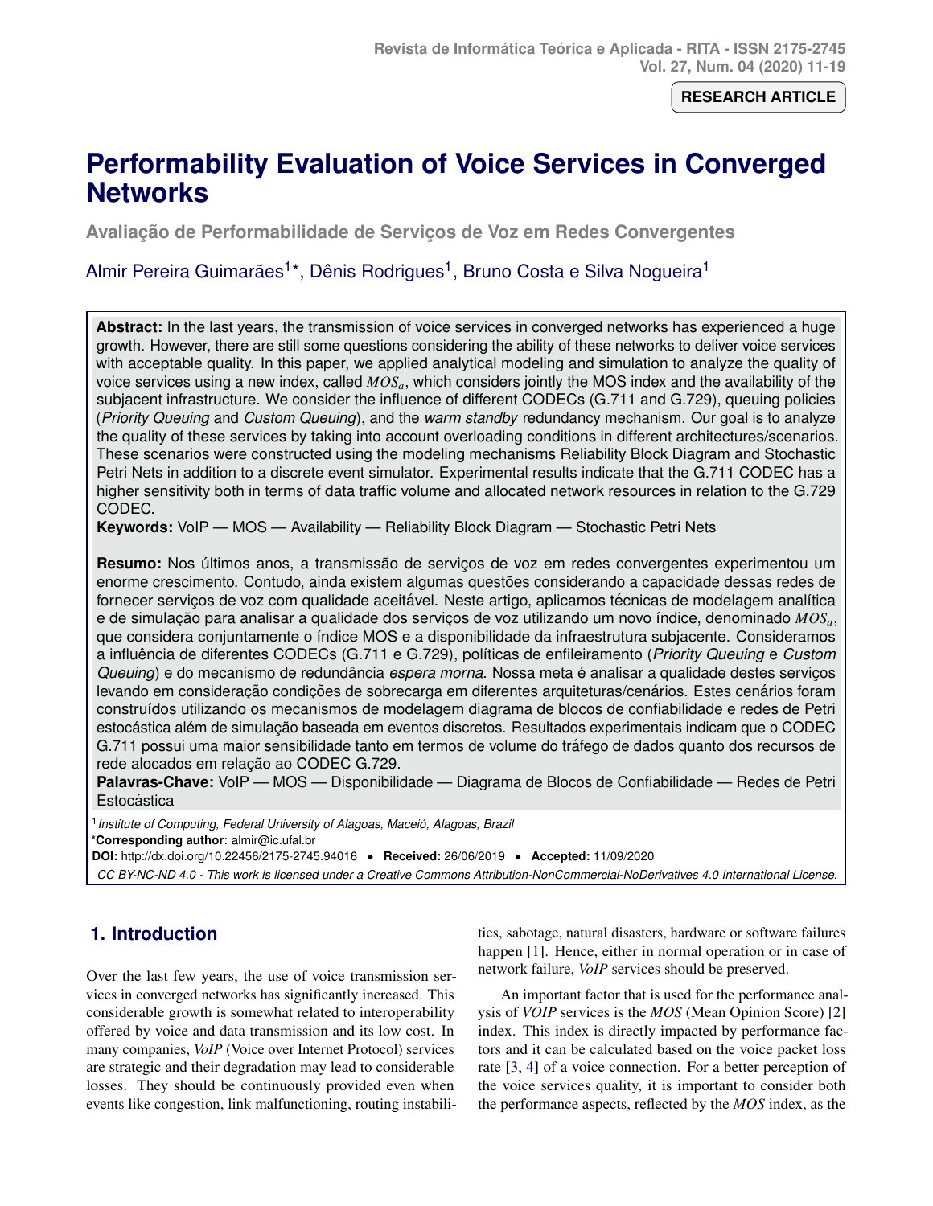RESEARCH ARTICLE

# Performability Evaluation of Voice Services in Converged Networks

**Avaliação de Performabilidade de Serviços de Voz em Redes Convergentes**

Almir Pereira Guimarães[1]*, Dênis Rodrigues[1], Bruno Costa e Silva Nogueira[1]

**Abstract:** In the last years, the transmission of voice services in converged networks has experienced a huge growth. However, there are still some questions considering the ability of these networks to deliver voice services with acceptable quality. In this paper, we applied analytical modeling and simulation to analyze the quality of voice services using a new index, called $MOS_a$, which considers jointly the MOS index and the availability of the subjacent infrastructure. We consider the influence of different CODECs (G.711 and G.729), queuing policies (*Priority Queuing* and *Custom Queuing*), and the *warm standby* redundancy mechanism. Our goal is to analyze the quality of these services by taking into account overloading conditions in different architectures/scenarios. These scenarios were constructed using the modeling mechanisms Reliability Block Diagram and Stochastic Petri Nets in addition to a discrete event simulator. Experimental results indicate that the G.711 CODEC has a higher sensitivity both in terms of data traffic volume and allocated network resources in relation to the G.729 CODEC.

**Keywords:** VoIP — MOS — Availability — Reliability Block Diagram — Stochastic Petri Nets

**Resumo:** Nos últimos anos, a transmissão de serviços de voz em redes convergentes experimentou um enorme crescimento. Contudo, ainda existem algumas questões considerando a capacidade dessas redes de fornecer serviços de voz com qualidade aceitável. Neste artigo, aplicamos técnicas de modelagem analítica e de simulação para analisar a qualidade dos serviços de voz utilizando um novo índice, denominado $MOS_a$, que considera conjuntamente o índice MOS e a disponibilidade da infraestrutura subjacente. Consideramos a influência de diferentes CODECs (G.711 e G.729), políticas de enfileiramento (*Priority Queuing* e *Custom Queuing*) e do mecanismo de redundância *espera morna*. Nossa meta é analisar a qualidade destes serviços levando em consideração condições de sobrecarga em diferentes arquiteturas/cenários. Estes cenários foram construídos utilizando os mecanismos de modelagem diagrama de blocos de confiabilidade e redes de Petri estocástica além de simulação baseada em eventos discretos. Resultados experimentais indicam que o CODEC G.711 possui uma maior sensibilidade tanto em termos de volume do tráfego de dados quanto dos recursos de rede alocados em relação ao CODEC G.729.

**Palavras-Chave:** VoIP — MOS — Disponibilidade — Diagrama de Blocos de Confiabilidade — Redes de Petri Estocástica

[1] *Institute of Computing, Federal University of Alagoas, Maceió, Alagoas, Brazil*
***Corresponding author**: almir@ic.ufal.br
**DOI:** http://dx.doi.org/10.22456/2175-2745.94016 • **Received:** 26/06/2019 • **Accepted:** 11/09/2020
*CC BY-NC-ND 4.0 - This work is licensed under a Creative Commons Attribution-NonCommercial-NoDerivatives 4.0 International License.*

## 1. Introduction

Over the last few years, the use of voice transmission services in converged networks has significantly increased. This considerable growth is somewhat related to interoperability offered by voice and data transmission and its low cost. In many companies, *VoIP* (Voice over Internet Protocol) services are strategic and their degradation may lead to considerable losses. They should be continuously provided even when events like congestion, link malfunctioning, routing instabilities, sabotage, natural disasters, hardware or software failures happen [1]. Hence, either in normal operation or in case of network failure, *VoIP* services should be preserved.

An important factor that is used for the performance analysis of *VOIP* services is the *MOS* (Mean Opinion Score) [2] index. This index is directly impacted by performance factors and it can be calculated based on the voice packet loss rate [3, 4] of a voice connection. For a better perception of the voice services quality, it is important to consider both the performance aspects, reflected by the *MOS* index, as the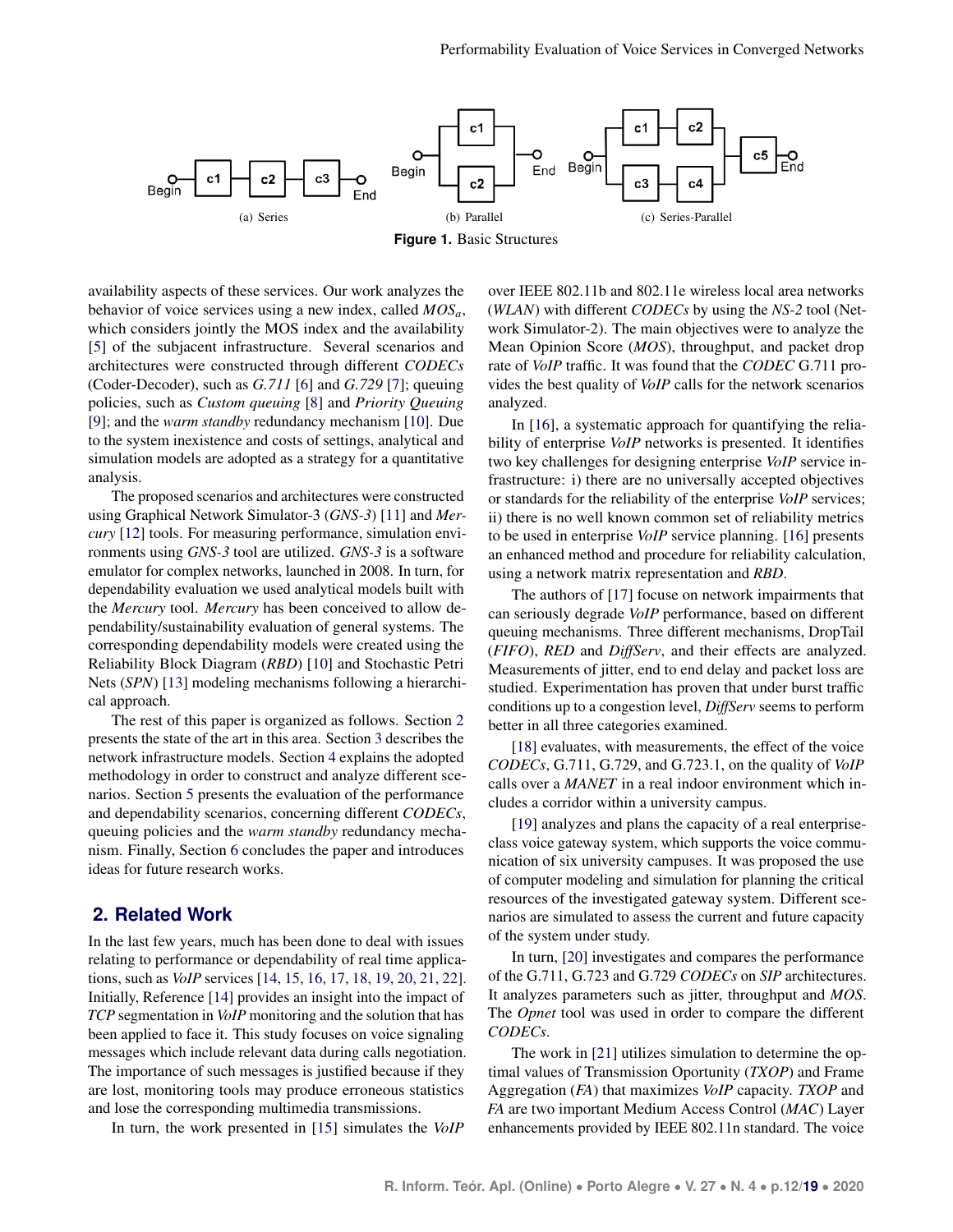Begin
c1
c2
c3
End

(a) Series

Begin
c1
c2
End

(b) Parallel

Begin
c1
c2
c3
c4
c5
End

(c) Series-Parallel

**Figure 1.** Basic Structures

availability aspects of these services. Our work analyzes the behavior of voice services using a new index, called $MOS_a$, which considers jointly the MOS index and the availability [5] of the subjacent infrastructure. Several scenarios and architectures were constructed through different *CODECs* (Coder-Decoder), such as *G.711* [6] and *G.729* [7]; queuing policies, such as *Custom queuing* [8] and *Priority Queuing* [9]; and the *warm standby* redundancy mechanism [10]. Due to the system inexistence and costs of settings, analytical and simulation models are adopted as a strategy for a quantitative analysis.

The proposed scenarios and architectures were constructed using Graphical Network Simulator-3 (*GNS-3*) [11] and *Mercury* [12] tools. For measuring performance, simulation environments using *GNS-3* tool are utilized. *GNS-3* is a software emulator for complex networks, launched in 2008. In turn, for dependability evaluation we used analytical models built with the *Mercury* tool. *Mercury* has been conceived to allow dependability/sustainability evaluation of general systems. The corresponding dependability models were created using the Reliability Block Diagram (*RBD*) [10] and Stochastic Petri Nets (*SPN*) [13] modeling mechanisms following a hierarchical approach.

The rest of this paper is organized as follows. Section 2 presents the state of the art in this area. Section 3 describes the network infrastructure models. Section 4 explains the adopted methodology in order to construct and analyze different scenarios. Section 5 presents the evaluation of the performance and dependability scenarios, concerning different *CODECs*, queuing policies and the *warm standby* redundancy mechanism. Finally, Section 6 concludes the paper and introduces ideas for future research works.

## 2. Related Work

In the last few years, much has been done to deal with issues relating to performance or dependability of real time applications, such as *VoIP* services [14, 15, 16, 17, 18, 19, 20, 21, 22]. Initially, Reference [14] provides an insight into the impact of *TCP* segmentation in *VoIP* monitoring and the solution that has been applied to face it. This study focuses on voice signaling messages which include relevant data during calls negotiation. The importance of such messages is justified because if they are lost, monitoring tools may produce erroneous statistics and lose the corresponding multimedia transmissions.

In turn, the work presented in [15] simulates the *VoIP* over IEEE 802.11b and 802.11e wireless local area networks (*WLAN*) with different *CODECs* by using the *NS-2* tool (Network Simulator-2). The main objectives were to analyze the Mean Opinion Score (*MOS*), throughput, and packet drop rate of *VoIP* traffic. It was found that the *CODEC* G.711 provides the best quality of *VoIP* calls for the network scenarios analyzed.

In [16], a systematic approach for quantifying the reliability of enterprise *VoIP* networks is presented. It identifies two key challenges for designing enterprise *VoIP* service infrastructure: i) there are no universally accepted objectives or standards for the reliability of the enterprise *VoIP* services; ii) there is no well known common set of reliability metrics to be used in enterprise *VoIP* service planning. [16] presents an enhanced method and procedure for reliability calculation, using a network matrix representation and *RBD*.

The authors of [17] focuse on network impairments that can seriously degrade *VoIP* performance, based on different queuing mechanisms. Three different mechanisms, DropTail (*FIFO*), *RED* and *DiffServ*, and their effects are analyzed. Measurements of jitter, end to end delay and packet loss are studied. Experimentation has proven that under burst traffic conditions up to a congestion level, *DiffServ* seems to perform better in all three categories examined.

[18] evaluates, with measurements, the effect of the voice *CODECs*, G.711, G.729, and G.723.1, on the quality of *VoIP* calls over a *MANET* in a real indoor environment which includes a corridor within a university campus.

[19] analyzes and plans the capacity of a real enterprise-class voice gateway system, which supports the voice communication of six university campuses. It was proposed the use of computer modeling and simulation for planning the critical resources of the investigated gateway system. Different scenarios are simulated to assess the current and future capacity of the system under study.

In turn, [20] investigates and compares the performance of the G.711, G.723 and G.729 *CODECs* on *SIP* architectures. It analyzes parameters such as jitter, throughput and *MOS*. The *Opnet* tool was used in order to compare the different *CODECs*.

The work in [21] utilizes simulation to determine the optimal values of Transmission Opportunity (*TXOP*) and Frame Aggregation (*FA*) that maximizes *VoIP* capacity. *TXOP* and *FA* are two important Medium Access Control (*MAC*) Layer enhancements provided by IEEE 802.11n standard. The voice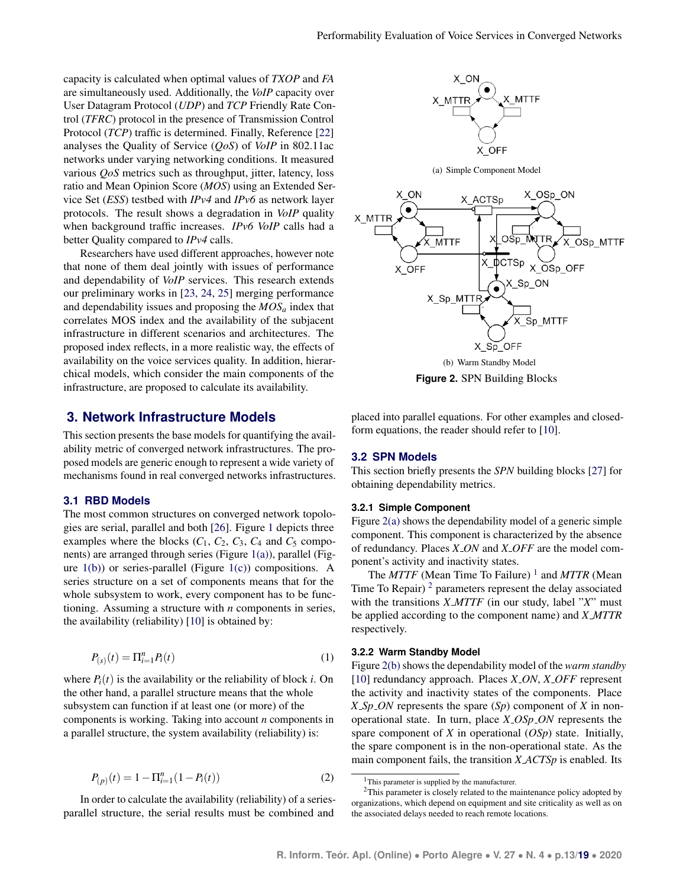capacity is calculated when optimal values of *TXOP* and *FA* are simultaneously used. Additionally, the *VoIP* capacity over User Datagram Protocol (*UDP*) and *TCP* Friendly Rate Control (*TFRC*) protocol in the presence of Transmission Control Protocol (*TCP*) traffic is determined. Finally, Reference [22] analyses the Quality of Service (*QoS*) of *VoIP* in 802.11ac networks under varying networking conditions. It measured various *QoS* metrics such as throughput, jitter, latency, loss ratio and Mean Opinion Score (*MOS*) using an Extended Service Set (*ESS*) testbed with *IPv4* and *IPv6* as network layer protocols. The result shows a degradation in *VoIP* quality when background traffic increases. *IPv6 VoIP* calls had a better Quality compared to *IPv4* calls.

Researchers have used different approaches, however note that none of them deal jointly with issues of performance and dependability of *VoIP* services. This research extends our preliminary works in [23, 24, 25] merging performance and dependability issues and proposing the $MOS_a$ index that correlates MOS index and the availability of the subjacent infrastructure in different scenarios and architectures. The proposed index reflects, in a more realistic way, the effects of availability on the voice services quality. In addition, hierarchical models, which consider the main components of the infrastructure, are proposed to calculate its availability.

## 3. Network Infrastructure Models

This section presents the base models for quantifying the availability metric of converged network infrastructures. The proposed models are generic enough to represent a wide variety of mechanisms found in real converged networks infrastructures.

### 3.1 RBD Models

The most common structures on converged network topologies are serial, parallel and both [26]. Figure 1 depicts three examples where the blocks ($C_1$, $C_2$, $C_3$, $C_4$ and $C_5$ components) are arranged through series (Figure 1(a)), parallel (Figure 1(b)) or series-parallel (Figure 1(c)) compositions. A series structure on a set of components means that for the whole subsystem to work, every component has to be functioning. Assuming a structure with $n$ components in series, the availability (reliability) [10] is obtained by:

$$P_{(s)}(t) = \Pi_{i=1}^{n} P_i(t) \tag{1}$$

where $P_i(t)$ is the availability or the reliability of block $i$. On the other hand, a parallel structure means that the whole subsystem can function if at least one (or more) of the components is working. Taking into account $n$ components in a parallel structure, the system availability (reliability) is:

$$P_{(p)}(t) = 1 - \Pi_{i=1}^{n}(1 - P_i(t)) \tag{2}$$

In order to calculate the availability (reliability) of a series-parallel structure, the serial results must be combined and placed into parallel equations. For other examples and closed-form equations, the reader should refer to [10].

X_ON
X_MTTR
X_MTTF
X_OFF

(a) Simple Component Model

X_ON
X_ACTSp
X_OSp_ON
X_MTTR
X_MTTF
X_OSp_MTTR
X_OSp_MTTF
X_OFF
X_DCTSp
X_OSp_OFF
X_Sp_ON
X_Sp_MTTR
X_Sp_MTTF
X_Sp_OFF

(b) Warm Standby Model

**Figure 2.** SPN Building Blocks

### 3.2 SPN Models

This section briefly presents the *SPN* building blocks [27] for obtaining dependability metrics.

#### 3.2.1 Simple Component

Figure 2(a) shows the dependability model of a generic simple component. This component is characterized by the absence of redundancy. Places *X_ON* and *X_OFF* are the model component's activity and inactivity states.

The *MTTF* (Mean Time To Failure) [1] and *MTTR* (Mean Time To Repair) [2] parameters represent the delay associated with the transitions *X_MTTF* (in our study, label "*X*" must be applied according to the component name) and *X_MTTR* respectively.

#### 3.2.2 Warm Standby Model

Figure 2(b) shows the dependability model of the *warm standby* [10] redundancy approach. Places *X_ON*, *X_OFF* represent the activity and inactivity states of the components. Place *X_Sp_ON* represents the spare (*Sp*) component of *X* in non-operational state. In turn, place *X_OSp_ON* represents the spare component of *X* in operational (*OSp*) state. Initially, the spare component is in the non-operational state. As the main component fails, the transition *X_ACTSp* is enabled. Its

[1] This parameter is supplied by the manufacturer.

[2] This parameter is closely related to the maintenance policy adopted by organizations, which depend on equipment and site criticality as well as on the associated delays needed to reach remote locations.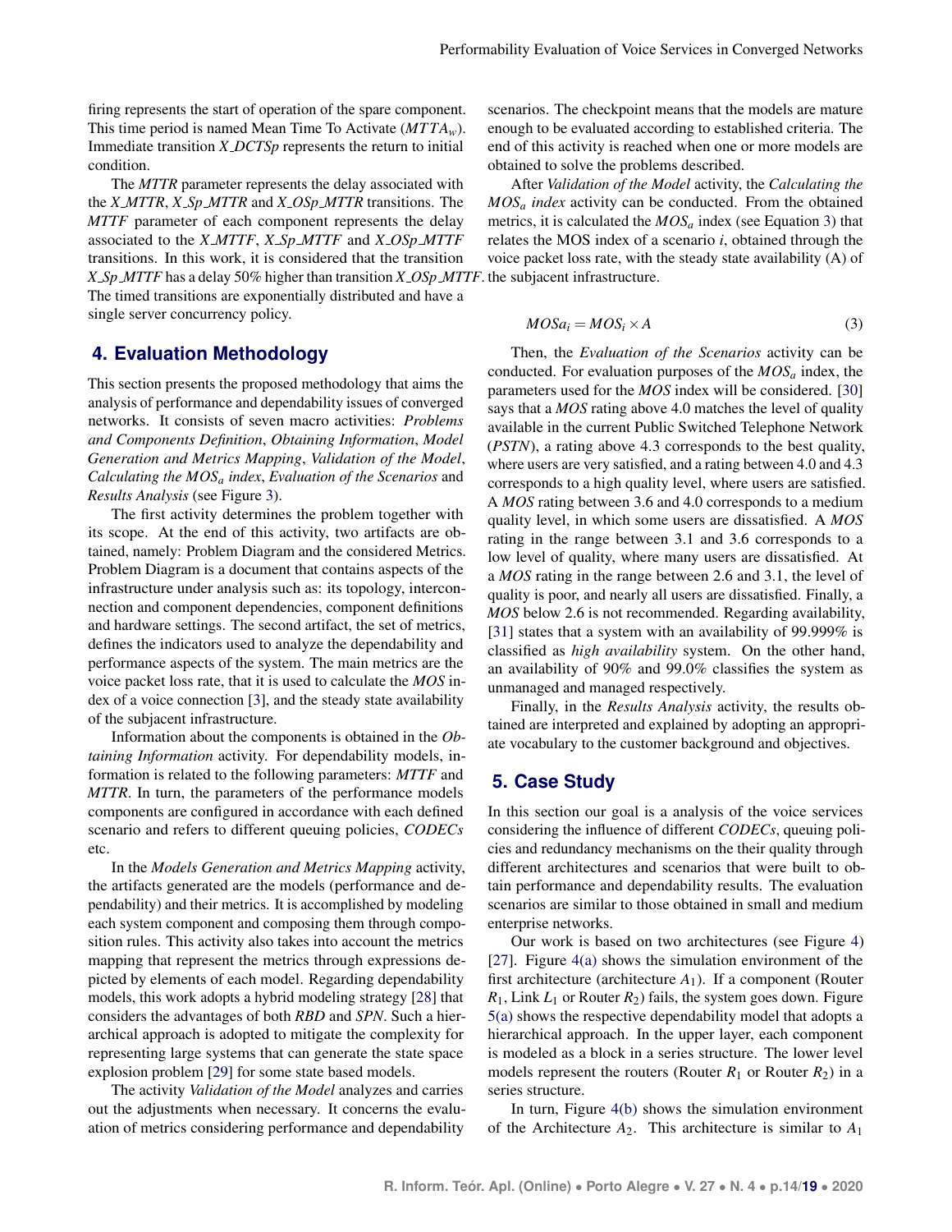firing represents the start of operation of the spare component. This time period is named Mean Time To Activate ($MTTA_w$). Immediate transition *X_DCTSp* represents the return to initial condition.

The *MTTR* parameter represents the delay associated with the *X_MTTR*, *X_Sp_MTTR* and *X_OSp_MTTR* transitions. The *MTTF* parameter of each component represents the delay associated to the *X_MTTF*, *X_Sp_MTTF* and *X_OSp_MTTF* transitions. In this work, it is considered that the transition *X_Sp_MTTF* has a delay 50% higher than transition *X_OSp_MTTF*. The timed transitions are exponentially distributed and have a single server concurrency policy.

## 4. Evaluation Methodology

This section presents the proposed methodology that aims the analysis of performance and dependability issues of converged networks. It consists of seven macro activities: *Problems and Components Definition*, *Obtaining Information*, *Model Generation and Metrics Mapping*, *Validation of the Model*, *Calculating the $MOS_a$ index*, *Evaluation of the Scenarios* and *Results Analysis* (see Figure 3).

The first activity determines the problem together with its scope. At the end of this activity, two artifacts are obtained, namely: Problem Diagram and the considered Metrics. Problem Diagram is a document that contains aspects of the infrastructure under analysis such as: its topology, interconnection and component dependencies, component definitions and hardware settings. The second artifact, the set of metrics, defines the indicators used to analyze the dependability and performance aspects of the system. The main metrics are the voice packet loss rate, that it is used to calculate the *MOS* index of a voice connection [3], and the steady state availability of the subjacent infrastructure.

Information about the components is obtained in the *Obtaining Information* activity. For dependability models, information is related to the following parameters: *MTTF* and *MTTR*. In turn, the parameters of the performance models components are configured in accordance with each defined scenario and refers to different queuing policies, *CODECs* etc.

In the *Models Generation and Metrics Mapping* activity, the artifacts generated are the models (performance and dependability) and their metrics. It is accomplished by modeling each system component and composing them through composition rules. This activity also takes into account the metrics mapping that represent the metrics through expressions depicted by elements of each model. Regarding dependability models, this work adopts a hybrid modeling strategy [28] that considers the advantages of both *RBD* and *SPN*. Such a hierarchical approach is adopted to mitigate the complexity for representing large systems that can generate the state space explosion problem [29] for some state based models.

The activity *Validation of the Model* analyzes and carries out the adjustments when necessary. It concerns the evaluation of metrics considering performance and dependability scenarios. The checkpoint means that the models are mature enough to be evaluated according to established criteria. The end of this activity is reached when one or more models are obtained to solve the problems described.

After *Validation of the Model* activity, the *Calculating the $MOS_a$ index* activity can be conducted. From the obtained metrics, it is calculated the $MOS_a$ index (see Equation 3) that relates the MOS index of a scenario *i*, obtained through the voice packet loss rate, with the steady state availability (A) of the subjacent infrastructure.

$$MOSa_i = MOS_i \times A \tag{3}$$

Then, the *Evaluation of the Scenarios* activity can be conducted. For evaluation purposes of the $MOS_a$ index, the parameters used for the *MOS* index will be considered. [30] says that a *MOS* rating above 4.0 matches the level of quality available in the current Public Switched Telephone Network (*PSTN*), a rating above 4.3 corresponds to the best quality, where users are very satisfied, and a rating between 4.0 and 4.3 corresponds to a high quality level, where users are satisfied. A *MOS* rating between 3.6 and 4.0 corresponds to a medium quality level, in which some users are dissatisfied. A *MOS* rating in the range between 3.1 and 3.6 corresponds to a low level of quality, where many users are dissatisfied. At a *MOS* rating in the range between 2.6 and 3.1, the level of quality is poor, and nearly all users are dissatisfied. Finally, a *MOS* below 2.6 is not recommended. Regarding availability, [31] states that a system with an availability of 99.999% is classified as *high availability* system. On the other hand, an availability of 90% and 99.0% classifies the system as unmanaged and managed respectively.

Finally, in the *Results Analysis* activity, the results obtained are interpreted and explained by adopting an appropriate vocabulary to the customer background and objectives.

## 5. Case Study

In this section our goal is a analysis of the voice services considering the influence of different *CODECs*, queuing policies and redundancy mechanisms on the their quality through different architectures and scenarios that were built to obtain performance and dependability results. The evaluation scenarios are similar to those obtained in small and medium enterprise networks.

Our work is based on two architectures (see Figure 4) [27]. Figure 4(a) shows the simulation environment of the first architecture (architecture $A_1$). If a component (Router $R_1$, Link $L_1$ or Router $R_2$) fails, the system goes down. Figure 5(a) shows the respective dependability model that adopts a hierarchical approach. In the upper layer, each component is modeled as a block in a series structure. The lower level models represent the routers (Router $R_1$ or Router $R_2$) in a series structure.

In turn, Figure 4(b) shows the simulation environment of the Architecture $A_2$. This architecture is similar to $A_1$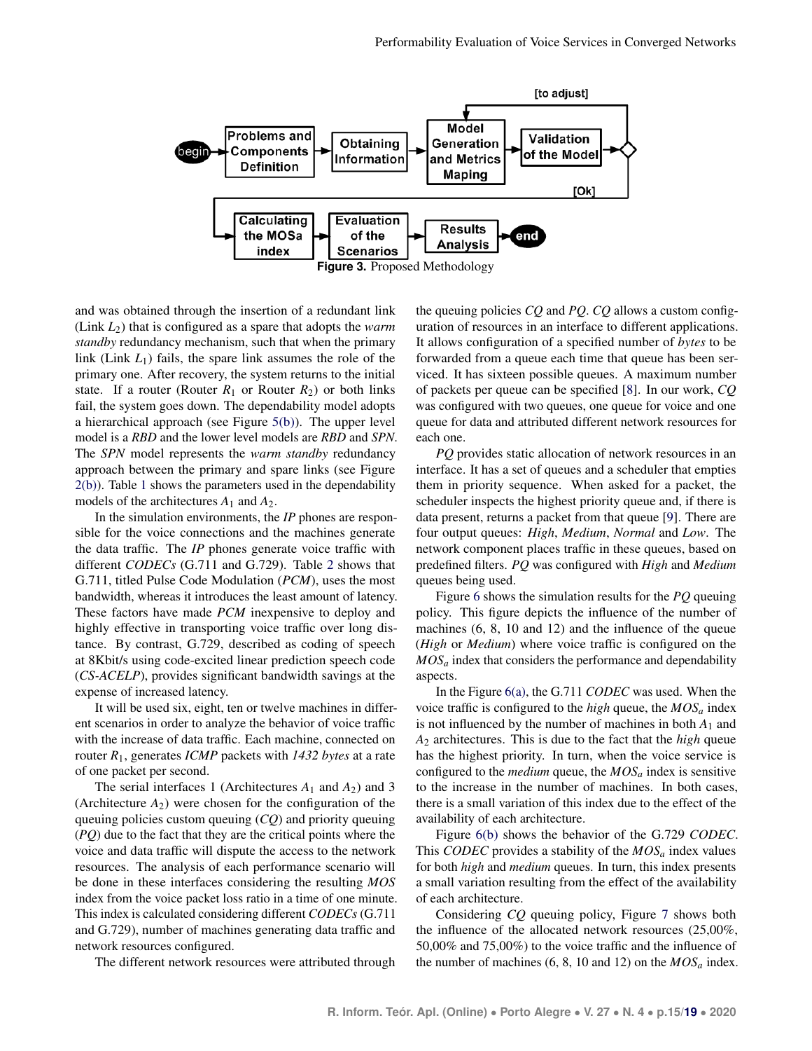[to adjust]

begin

Problems and Components Definition

Obtaining Information

Model Generation and Metrics Maping

Validation of the Model

[Ok]

Calculating the MOSa index

Evaluation of the Scenarios

Results Analysis

end

**Figure 3.** Proposed Methodology

and was obtained through the insertion of a redundant link (Link $L_2$) that is configured as a spare that adopts the *warm standby* redundancy mechanism, such that when the primary link (Link $L_1$) fails, the spare link assumes the role of the primary one. After recovery, the system returns to the initial state. If a router (Router $R_1$ or Router $R_2$) or both links fail, the system goes down. The dependability model adopts a hierarchical approach (see Figure 5(b)). The upper level model is a *RBD* and the lower level models are *RBD* and *SPN*. The *SPN* model represents the *warm standby* redundancy approach between the primary and spare links (see Figure 2(b)). Table 1 shows the parameters used in the dependability models of the architectures $A_1$ and $A_2$.

In the simulation environments, the *IP* phones are responsible for the voice connections and the machines generate the data traffic. The *IP* phones generate voice traffic with different *CODECs* (G.711 and G.729). Table 2 shows that G.711, titled Pulse Code Modulation (*PCM*), uses the most bandwidth, whereas it introduces the least amount of latency. These factors have made *PCM* inexpensive to deploy and highly effective in transporting voice traffic over long distance. By contrast, G.729, described as coding of speech at 8Kbit/s using code-excited linear prediction speech code (*CS-ACELP*), provides significant bandwidth savings at the expense of increased latency.

It will be used six, eight, ten or twelve machines in different scenarios in order to analyze the behavior of voice traffic with the increase of data traffic. Each machine, connected on router $R_1$, generates *ICMP* packets with *1432 bytes* at a rate of one packet per second.

The serial interfaces 1 (Architectures $A_1$ and $A_2$) and 3 (Architecture $A_2$) were chosen for the configuration of the queuing policies custom queuing (*CQ*) and priority queuing (*PQ*) due to the fact that they are the critical points where the voice and data traffic will dispute the access to the network resources. The analysis of each performance scenario will be done in these interfaces considering the resulting *MOS* index from the voice packet loss ratio in a time of one minute. This index is calculated considering different *CODECs* (G.711 and G.729), number of machines generating data traffic and network resources configured.

The different network resources were attributed through the queuing policies *CQ* and *PQ*. *CQ* allows a custom configuration of resources in an interface to different applications. It allows configuration of a specified number of *bytes* to be forwarded from a queue each time that queue has been serviced. It has sixteen possible queues. A maximum number of packets per queue can be specified [8]. In our work, *CQ* was configured with two queues, one queue for voice and one queue for data and attributed different network resources for each one.

*PQ* provides static allocation of network resources in an interface. It has a set of queues and a scheduler that empties them in priority sequence. When asked for a packet, the scheduler inspects the highest priority queue and, if there is data present, returns a packet from that queue [9]. There are four output queues: *High*, *Medium*, *Normal* and *Low*. The network component places traffic in these queues, based on predefined filters. *PQ* was configured with *High* and *Medium* queues being used.

Figure 6 shows the simulation results for the *PQ* queuing policy. This figure depicts the influence of the number of machines (6, 8, 10 and 12) and the influence of the queue (*High* or *Medium*) where voice traffic is configured on the $MOS_a$ index that considers the performance and dependability aspects.

In the Figure 6(a), the G.711 *CODEC* was used. When the voice traffic is configured to the *high* queue, the $MOS_a$ index is not influenced by the number of machines in both $A_1$ and $A_2$ architectures. This is due to the fact that the *high* queue has the highest priority. In turn, when the voice service is configured to the *medium* queue, the $MOS_a$ index is sensitive to the increase in the number of machines. In both cases, there is a small variation of this index due to the effect of the availability of each architecture.

Figure 6(b) shows the behavior of the G.729 *CODEC*. This *CODEC* provides a stability of the $MOS_a$ index values for both *high* and *medium* queues. In turn, this index presents a small variation resulting from the effect of the availability of each architecture.

Considering *CQ* queuing policy, Figure 7 shows both the influence of the allocated network resources (25,00%, 50,00% and 75,00%) to the voice traffic and the influence of the number of machines (6, 8, 10 and 12) on the $MOS_a$ index.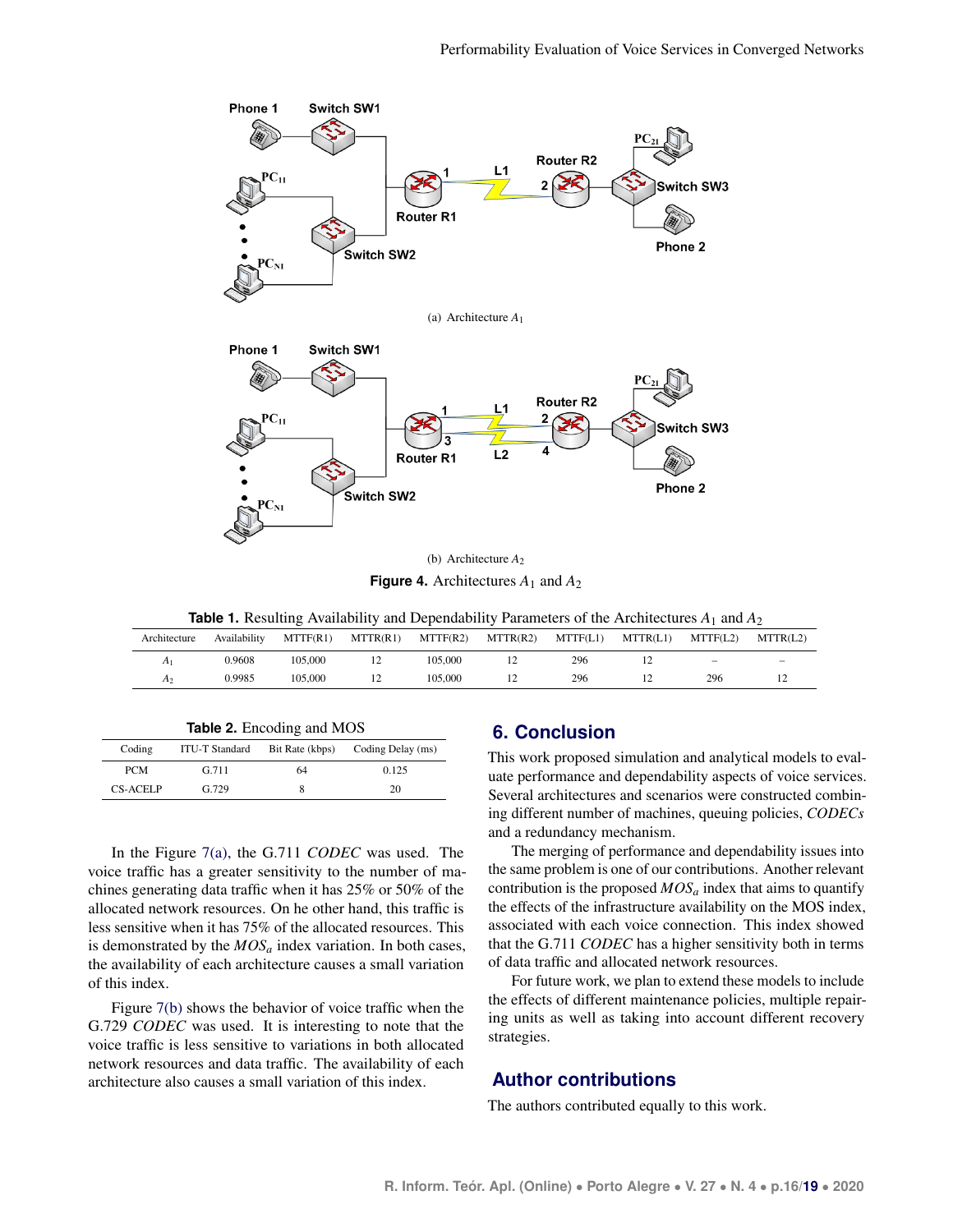Phone 1
Switch SW1
PC$_{11}$
PC$_{N1}$
Switch SW2
Router R1
1
L1
2
Router R2
PC$_{21}$
Switch SW3
Phone 2

(a) Architecture $A_1$

Phone 1
Switch SW1
PC$_{11}$
PC$_{N1}$
Switch SW2
Router R1
1
3
L1
L2
2
4
Router R2
PC$_{21}$
Switch SW3
Phone 2

(b) Architecture $A_2$

**Figure 4.** Architectures $A_1$ and $A_2$

**Table 1.** Resulting Availability and Dependability Parameters of the Architectures $A_1$ and $A_2$

| Architecture | Availability | MTTF(R1) | MTTR(R1) | MTTF(R2) | MTTR(R2) | MTTF(L1) | MTTR(L1) | MTTF(L2) | MTTR(L2) |
|---|---|---|---|---|---|---|---|---|---|
| $A_1$ | 0.9608 | 105,000 | 12 | 105,000 | 12 | 296 | 12 | – | – |
| $A_2$ | 0.9985 | 105,000 | 12 | 105,000 | 12 | 296 | 12 | 296 | 12 |

**Table 2.** Encoding and MOS

| Coding | ITU-T Standard | Bit Rate (kbps) | Coding Delay (ms) |
|---|---|---|---|
| PCM | G.711 | 64 | 0.125 |
| CS-ACELP | G.729 | 8 | 20 |

In the Figure 7(a), the G.711 *CODEC* was used. The voice traffic has a greater sensitivity to the number of machines generating data traffic when it has 25% or 50% of the allocated network resources. On he other hand, this traffic is less sensitive when it has 75% of the allocated resources. This is demonstrated by the $MOS_a$ index variation. In both cases, the availability of each architecture causes a small variation of this index.

Figure 7(b) shows the behavior of voice traffic when the G.729 *CODEC* was used. It is interesting to note that the voice traffic is less sensitive to variations in both allocated network resources and data traffic. The availability of each architecture also causes a small variation of this index.

## 6. Conclusion

This work proposed simulation and analytical models to evaluate performance and dependability aspects of voice services. Several architectures and scenarios were constructed combining different number of machines, queuing policies, *CODECs* and a redundancy mechanism.

The merging of performance and dependability issues into the same problem is one of our contributions. Another relevant contribution is the proposed $MOS_a$ index that aims to quantify the effects of the infrastructure availability on the MOS index, associated with each voice connection. This index showed that the G.711 *CODEC* has a higher sensitivity both in terms of data traffic and allocated network resources.

For future work, we plan to extend these models to include the effects of different maintenance policies, multiple repairing units as well as taking into account different recovery strategies.

## Author contributions

The authors contributed equally to this work.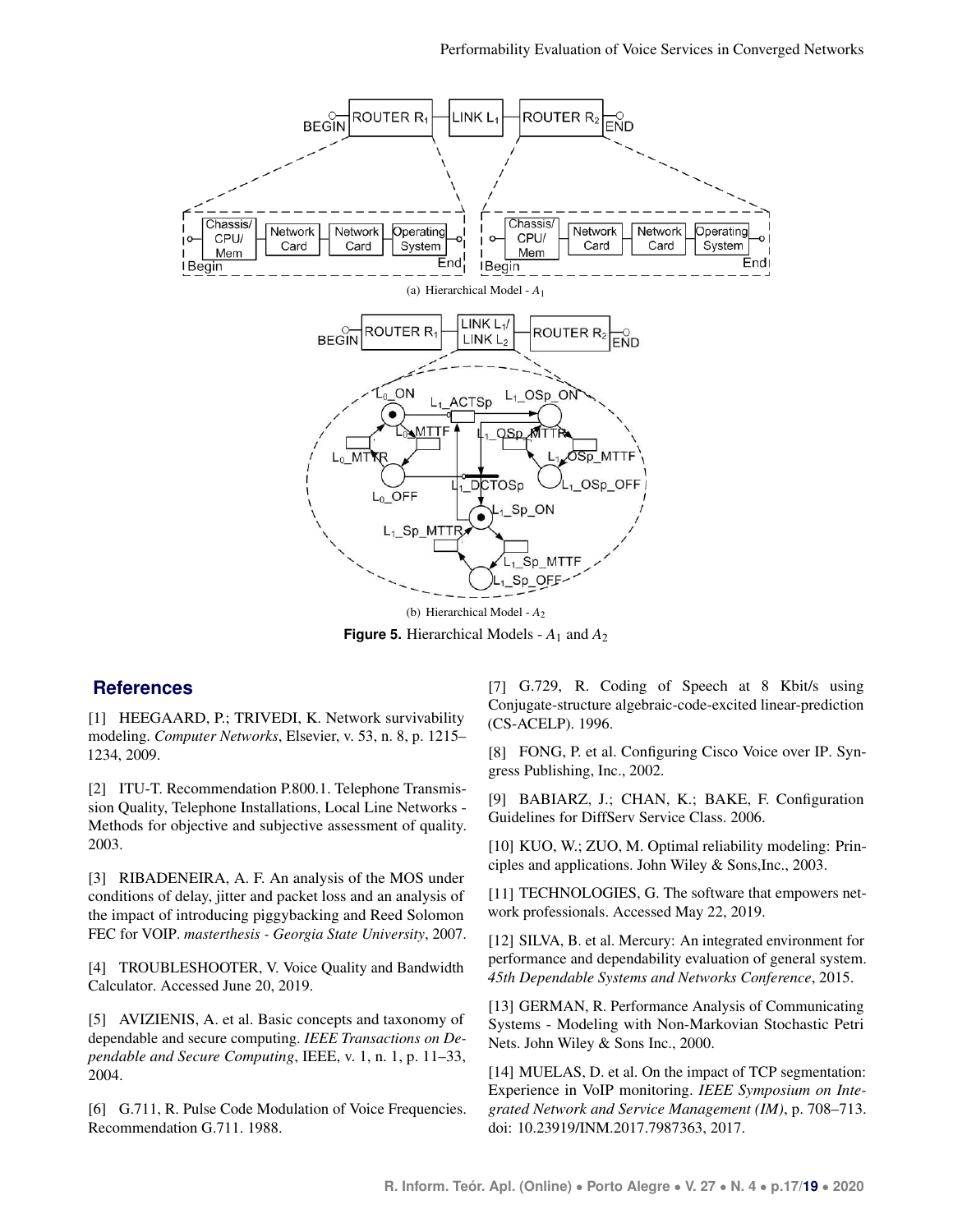BEGIN ROUTER $R_1$ LINK $L_1$ ROUTER $R_2$ END

Chassis/ CPU/ Mem Network Card Network Card Operating System Begin End

Chassis/ CPU/ Mem Network Card Network Card Operating System Begin End

(a) Hierarchical Model - $A_1$

BEGIN ROUTER $R_1$ LINK $L_1$/ LINK $L_2$ ROUTER $R_2$ END

$L_0$_ON $L_1$_ACTSp $L_1$_OSp_ON $L_0$_MTTF $L_1$_OSp_MTTR $L_0$_MTTR $L_1$_OSp_MTTF $L_1$_DCTOSp $L_1$_OSp_OFF $L_0$_OFF $L_1$_Sp_ON $L_1$_Sp_MTTR $L_1$_Sp_MTTF $L_1$_Sp_OFF

(b) Hierarchical Model - $A_2$

**Figure 5.** Hierarchical Models - $A_1$ and $A_2$

## References

[1] HEEGAARD, P.; TRIVEDI, K. Network survivability modeling. *Computer Networks*, Elsevier, v. 53, n. 8, p. 1215–1234, 2009.

[2] ITU-T. Recommendation P.800.1. Telephone Transmission Quality, Telephone Installations, Local Line Networks - Methods for objective and subjective assessment of quality. 2003.

[3] RIBADENEIRA, A. F. An analysis of the MOS under conditions of delay, jitter and packet loss and an analysis of the impact of introducing piggybacking and Reed Solomon FEC for VOIP. *masterthesis - Georgia State University*, 2007.

[4] TROUBLESHOOTER, V. Voice Quality and Bandwidth Calculator. Accessed June 20, 2019.

[5] AVIZIENIS, A. et al. Basic concepts and taxonomy of dependable and secure computing. *IEEE Transactions on Dependable and Secure Computing*, IEEE, v. 1, n. 1, p. 11–33, 2004.

[6] G.711, R. Pulse Code Modulation of Voice Frequencies. Recommendation G.711. 1988.

[7] G.729, R. Coding of Speech at 8 Kbit/s using Conjugate-structure algebraic-code-excited linear-prediction (CS-ACELP). 1996.

[8] FONG, P. et al. Configuring Cisco Voice over IP. Syngress Publishing, Inc., 2002.

[9] BABIARZ, J.; CHAN, K.; BAKE, F. Configuration Guidelines for DiffServ Service Class. 2006.

[10] KUO, W.; ZUO, M. Optimal reliability modeling: Principles and applications. John Wiley & Sons,Inc., 2003.

[11] TECHNOLOGIES, G. The software that empowers network professionals. Accessed May 22, 2019.

[12] SILVA, B. et al. Mercury: An integrated environment for performance and dependability evaluation of general system. *45th Dependable Systems and Networks Conference*, 2015.

[13] GERMAN, R. Performance Analysis of Communicating Systems - Modeling with Non-Markovian Stochastic Petri Nets. John Wiley & Sons Inc., 2000.

[14] MUELAS, D. et al. On the impact of TCP segmentation: Experience in VoIP monitoring. *IEEE Symposium on Integrated Network and Service Management (IM)*, p. 708–713. doi: 10.23919/INM.2017.7987363, 2017.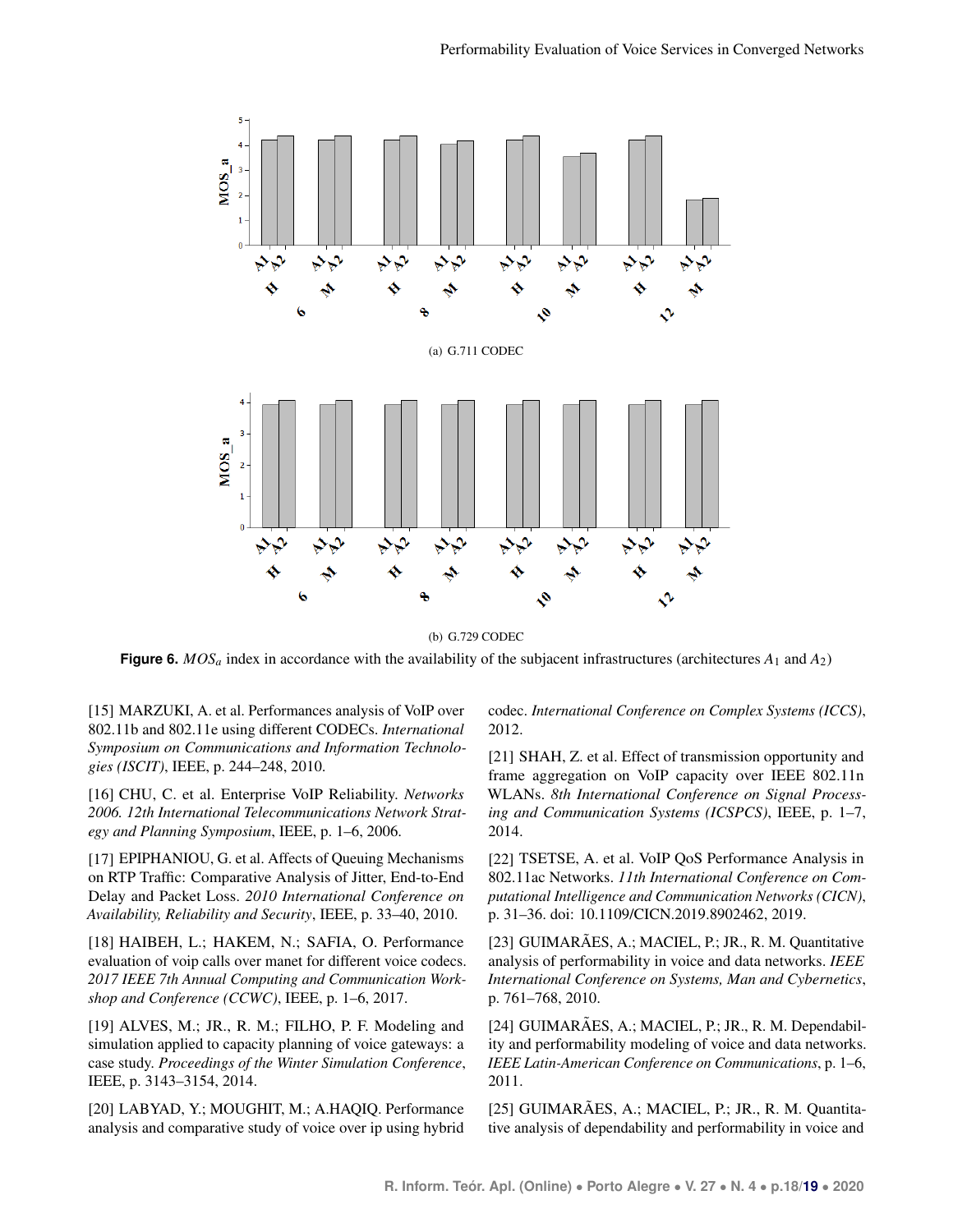MOS_a

5
4
3
2
1
0

A1 A2 A1 A2 A1 A2 A1 A2 A1 A2 A1 A2 A1 A2 A1 A2

H M H M H M H M

6 8 10 12

(a) G.711 CODEC

MOS_a

4
3
2
1
0

A1 A2 A1 A2 A1 A2 A1 A2 A1 A2 A1 A2 A1 A2 A1 A2

H M H M H M H M

6 8 10 12

(b) G.729 CODEC

**Figure 6.** $MOS_a$ index in accordance with the availability of the subjacent infrastructures (architectures $A_1$ and $A_2$)

[15] MARZUKI, A. et al. Performances analysis of VoIP over 802.11b and 802.11e using different CODECs. *International Symposium on Communications and Information Technologies (ISCIT)*, IEEE, p. 244–248, 2010.

[16] CHU, C. et al. Enterprise VoIP Reliability. *Networks 2006. 12th International Telecommunications Network Strategy and Planning Symposium*, IEEE, p. 1–6, 2006.

[17] EPIPHANIOU, G. et al. Affects of Queuing Mechanisms on RTP Traffic: Comparative Analysis of Jitter, End-to-End Delay and Packet Loss. *2010 International Conference on Availability, Reliability and Security*, IEEE, p. 33–40, 2010.

[18] HAIBEH, L.; HAKEM, N.; SAFIA, O. Performance evaluation of voip calls over manet for different voice codecs. *2017 IEEE 7th Annual Computing and Communication Workshop and Conference (CCWC)*, IEEE, p. 1–6, 2017.

[19] ALVES, M.; JR., R. M.; FILHO, P. F. Modeling and simulation applied to capacity planning of voice gateways: a case study. *Proceedings of the Winter Simulation Conference*, IEEE, p. 3143–3154, 2014.

[20] LABYAD, Y.; MOUGHIT, M.; A.HAQIQ. Performance analysis and comparative study of voice over ip using hybrid codec. *International Conference on Complex Systems (ICCS)*, 2012.

[21] SHAH, Z. et al. Effect of transmission opportunity and frame aggregation on VoIP capacity over IEEE 802.11n WLANs. *8th International Conference on Signal Processing and Communication Systems (ICSPCS)*, IEEE, p. 1–7, 2014.

[22] TSETSE, A. et al. VoIP QoS Performance Analysis in 802.11ac Networks. *11th International Conference on Computational Intelligence and Communication Networks (CICN)*, p. 31–36. doi: 10.1109/CICN.2019.8902462, 2019.

[23] GUIMARÃES, A.; MACIEL, P.; JR., R. M. Quantitative analysis of performability in voice and data networks. *IEEE International Conference on Systems, Man and Cybernetics*, p. 761–768, 2010.

[24] GUIMARÃES, A.; MACIEL, P.; JR., R. M. Dependability and performability modeling of voice and data networks. *IEEE Latin-American Conference on Communications*, p. 1–6, 2011.

[25] GUIMARÃES, A.; MACIEL, P.; JR., R. M. Quantitative analysis of dependability and performability in voice and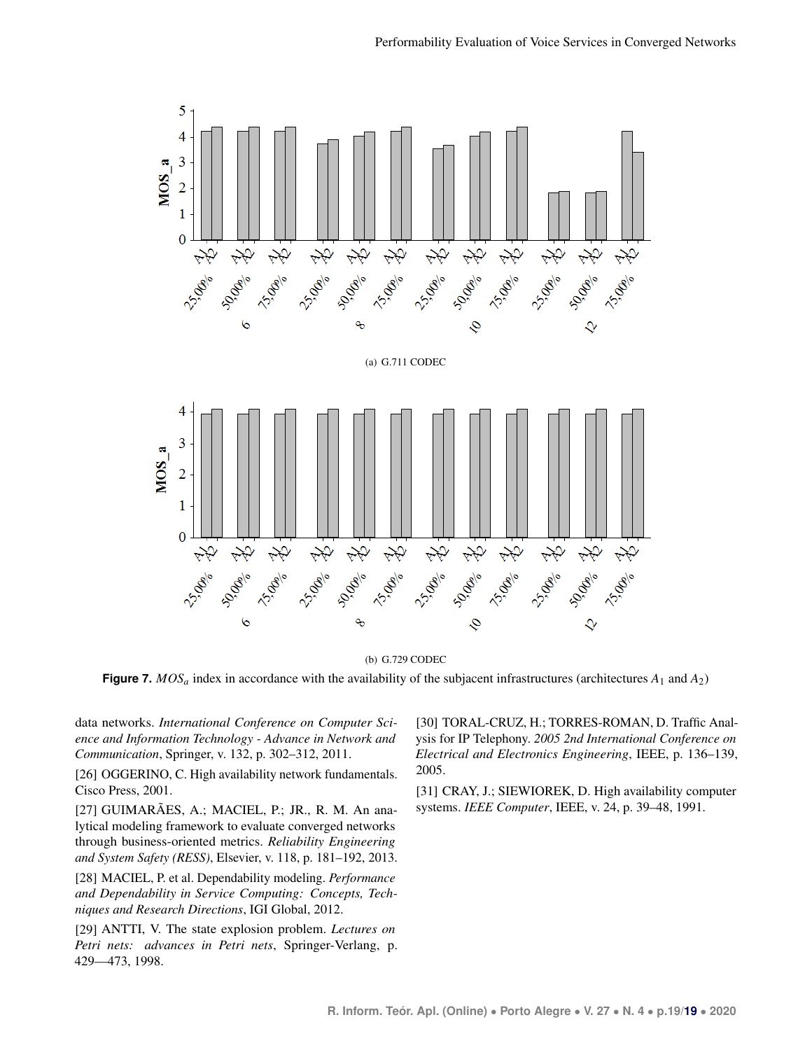5
4
3
2
1
0

MOS_a

A1 A2 A1 A2 A1 A2 A1 A2 A1 A2 A1 A2 A1 A2 A1 A2 A1 A2 A1 A2 A1 A2 A1 A2

25,00% 50,00% 75,00% 25,00% 50,00% 75,00% 25,00% 50,00% 75,00% 25,00% 50,00% 75,00%

6 8 10 12

(a) G.711 CODEC

4
3
2
1
0

MOS_a

A1 A2 A1 A2 A1 A2 A1 A2 A1 A2 A1 A2 A1 A2 A1 A2 A1 A2 A1 A2 A1 A2 A1 A2

25,00% 50,00% 75,00% 25,00% 50,00% 75,00% 25,00% 50,00% 75,00% 25,00% 50,00% 75,00%

6 8 10 12

(b) G.729 CODEC

**Figure 7.** $MOS_a$ index in accordance with the availability of the subjacent infrastructures (architectures $A_1$ and $A_2$)

data networks. *International Conference on Computer Science and Information Technology - Advance in Network and Communication*, Springer, v. 132, p. 302–312, 2011.

[26] OGGERINO, C. High availability network fundamentals. Cisco Press, 2001.

[27] GUIMARÃES, A.; MACIEL, P.; JR., R. M. An analytical modeling framework to evaluate converged networks through business-oriented metrics. *Reliability Engineering and System Safety (RESS)*, Elsevier, v. 118, p. 181–192, 2013.

[28] MACIEL, P. et al. Dependability modeling. *Performance and Dependability in Service Computing: Concepts, Techniques and Research Directions*, IGI Global, 2012.

[29] ANTTI, V. The state explosion problem. *Lectures on Petri nets: advances in Petri nets*, Springer-Verlang, p. 429—473, 1998.

[30] TORAL-CRUZ, H.; TORRES-ROMAN, D. Traffic Analysis for IP Telephony. *2005 2nd International Conference on Electrical and Electronics Engineering*, IEEE, p. 136–139, 2005.

[31] CRAY, J.; SIEWIOREK, D. High availability computer systems. *IEEE Computer*, IEEE, v. 24, p. 39–48, 1991.